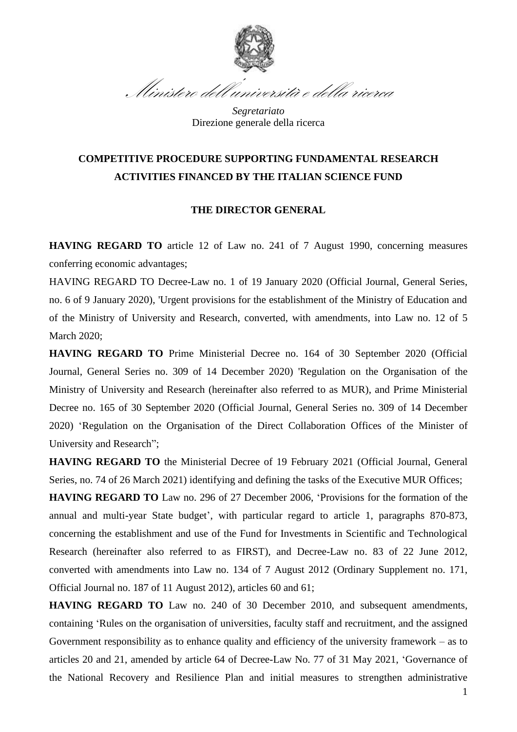*Ministero dell'università e della ricerca*

*Segretariato*
Direzione generale della ricerca

# COMPETITIVE PROCEDURE SUPPORTING FUNDAMENTAL RESEARCH ACTIVITIES FINANCED BY THE ITALIAN SCIENCE FUND

## THE DIRECTOR GENERAL

**HAVING REGARD TO** article 12 of Law no. 241 of 7 August 1990, concerning measures conferring economic advantages;

HAVING REGARD TO Decree-Law no. 1 of 19 January 2020 (Official Journal, General Series, no. 6 of 9 January 2020), 'Urgent provisions for the establishment of the Ministry of Education and of the Ministry of University and Research, converted, with amendments, into Law no. 12 of 5 March 2020;

**HAVING REGARD TO** Prime Ministerial Decree no. 164 of 30 September 2020 (Official Journal, General Series no. 309 of 14 December 2020) 'Regulation on the Organisation of the Ministry of University and Research (hereinafter also referred to as MUR), and Prime Ministerial Decree no. 165 of 30 September 2020 (Official Journal, General Series no. 309 of 14 December 2020) 'Regulation on the Organisation of the Direct Collaboration Offices of the Minister of University and Research";

**HAVING REGARD TO** the Ministerial Decree of 19 February 2021 (Official Journal, General Series, no. 74 of 26 March 2021) identifying and defining the tasks of the Executive MUR Offices;

**HAVING REGARD TO** Law no. 296 of 27 December 2006, 'Provisions for the formation of the annual and multi-year State budget', with particular regard to article 1, paragraphs 870-873, concerning the establishment and use of the Fund for Investments in Scientific and Technological Research (hereinafter also referred to as FIRST), and Decree-Law no. 83 of 22 June 2012, converted with amendments into Law no. 134 of 7 August 2012 (Ordinary Supplement no. 171, Official Journal no. 187 of 11 August 2012), articles 60 and 61;

**HAVING REGARD TO** Law no. 240 of 30 December 2010, and subsequent amendments, containing 'Rules on the organisation of universities, faculty staff and recruitment, and the assigned Government responsibility as to enhance quality and efficiency of the university framework – as to articles 20 and 21, amended by article 64 of Decree-Law No. 77 of 31 May 2021, 'Governance of the National Recovery and Resilience Plan and initial measures to strengthen administrative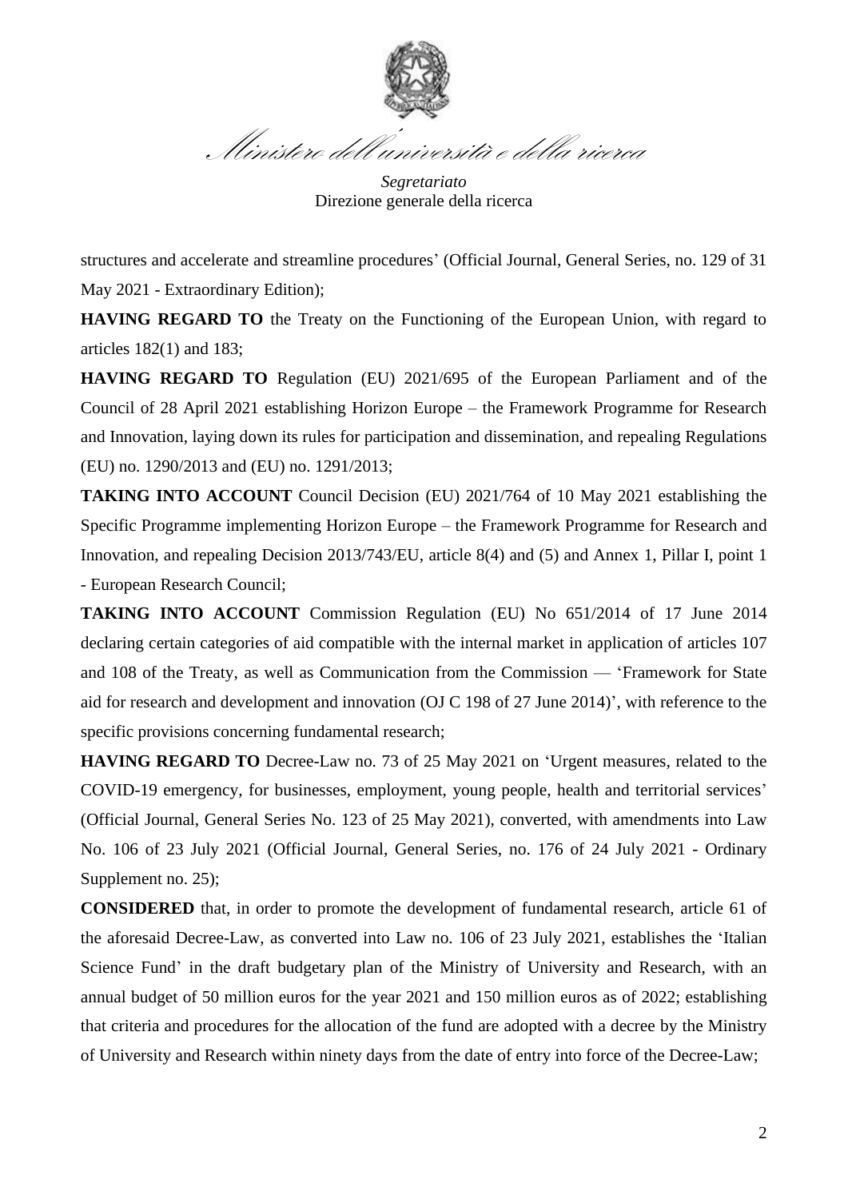structures and accelerate and streamline procedures' (Official Journal, General Series, no. 129 of 31 May 2021 - Extraordinary Edition);

**HAVING REGARD TO** the Treaty on the Functioning of the European Union, with regard to articles 182(1) and 183;

**HAVING REGARD TO** Regulation (EU) 2021/695 of the European Parliament and of the Council of 28 April 2021 establishing Horizon Europe – the Framework Programme for Research and Innovation, laying down its rules for participation and dissemination, and repealing Regulations (EU) no. 1290/2013 and (EU) no. 1291/2013;

**TAKING INTO ACCOUNT** Council Decision (EU) 2021/764 of 10 May 2021 establishing the Specific Programme implementing Horizon Europe – the Framework Programme for Research and Innovation, and repealing Decision 2013/743/EU, article 8(4) and (5) and Annex 1, Pillar I, point 1 - European Research Council;

**TAKING INTO ACCOUNT** Commission Regulation (EU) No 651/2014 of 17 June 2014 declaring certain categories of aid compatible with the internal market in application of articles 107 and 108 of the Treaty, as well as Communication from the Commission — 'Framework for State aid for research and development and innovation (OJ C 198 of 27 June 2014)', with reference to the specific provisions concerning fundamental research;

**HAVING REGARD TO** Decree-Law no. 73 of 25 May 2021 on 'Urgent measures, related to the COVID-19 emergency, for businesses, employment, young people, health and territorial services' (Official Journal, General Series No. 123 of 25 May 2021), converted, with amendments into Law No. 106 of 23 July 2021 (Official Journal, General Series, no. 176 of 24 July 2021 - Ordinary Supplement no. 25);

**CONSIDERED** that, in order to promote the development of fundamental research, article 61 of the aforesaid Decree-Law, as converted into Law no. 106 of 23 July 2021, establishes the 'Italian Science Fund' in the draft budgetary plan of the Ministry of University and Research, with an annual budget of 50 million euros for the year 2021 and 150 million euros as of 2022; establishing that criteria and procedures for the allocation of the fund are adopted with a decree by the Ministry of University and Research within ninety days from the date of entry into force of the Decree-Law;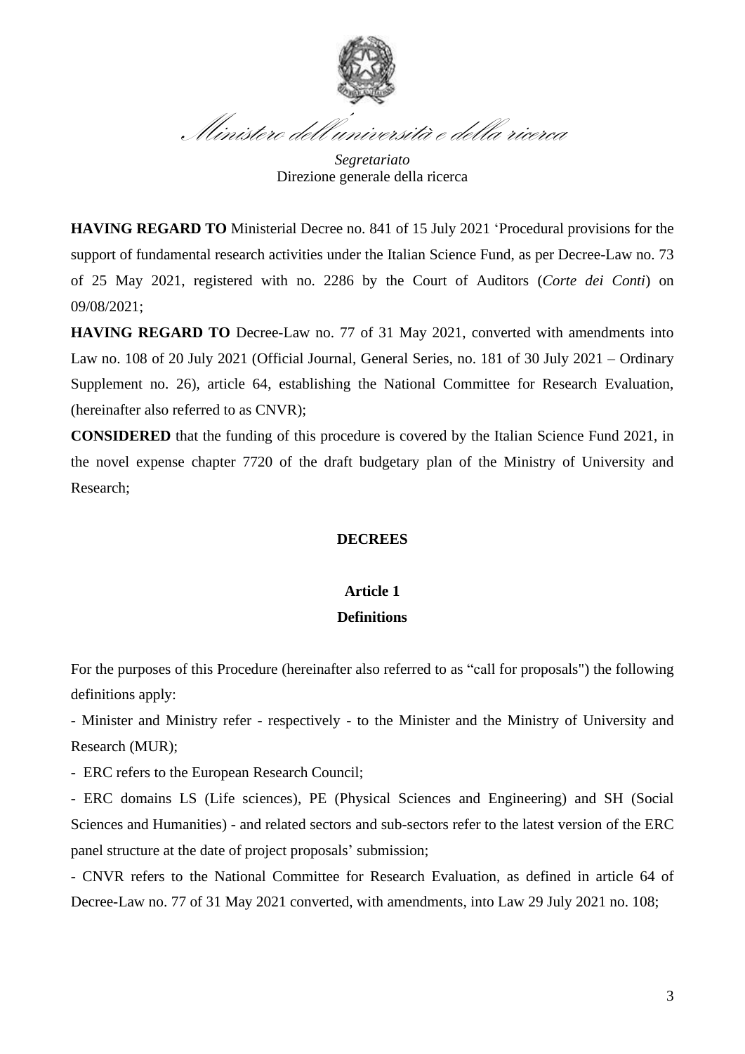*Ministero dell'università e della ricerca*

*Segretariato*
Direzione generale della ricerca

**HAVING REGARD TO** Ministerial Decree no. 841 of 15 July 2021 'Procedural provisions for the support of fundamental research activities under the Italian Science Fund, as per Decree-Law no. 73 of 25 May 2021, registered with no. 2286 by the Court of Auditors (*Corte dei Conti*) on 09/08/2021;

**HAVING REGARD TO** Decree-Law no. 77 of 31 May 2021, converted with amendments into Law no. 108 of 20 July 2021 (Official Journal, General Series, no. 181 of 30 July 2021 – Ordinary Supplement no. 26), article 64, establishing the National Committee for Research Evaluation, (hereinafter also referred to as CNVR);

**CONSIDERED** that the funding of this procedure is covered by the Italian Science Fund 2021, in the novel expense chapter 7720 of the draft budgetary plan of the Ministry of University and Research;

**DECREES**

## Article 1
## Definitions

For the purposes of this Procedure (hereinafter also referred to as "call for proposals") the following definitions apply:

- Minister and Ministry refer - respectively - to the Minister and the Ministry of University and Research (MUR);
- ERC refers to the European Research Council;
- ERC domains LS (Life sciences), PE (Physical Sciences and Engineering) and SH (Social Sciences and Humanities) - and related sectors and sub-sectors refer to the latest version of the ERC panel structure at the date of project proposals' submission;
- CNVR refers to the National Committee for Research Evaluation, as defined in article 64 of Decree-Law no. 77 of 31 May 2021 converted, with amendments, into Law 29 July 2021 no. 108;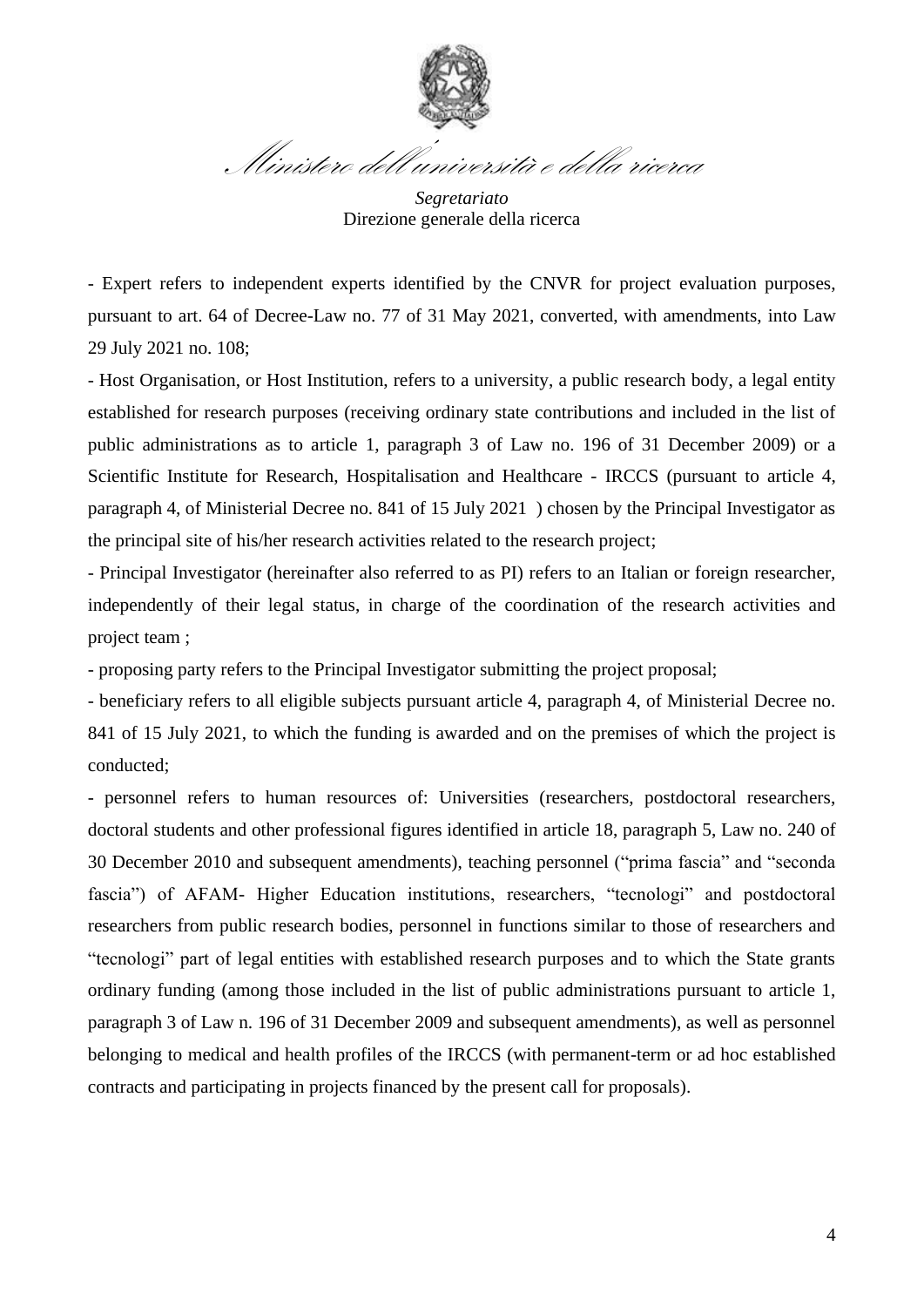- Expert refers to independent experts identified by the CNVR for project evaluation purposes, pursuant to art. 64 of Decree-Law no. 77 of 31 May 2021, converted, with amendments, into Law 29 July 2021 no. 108;

- Host Organisation, or Host Institution, refers to a university, a public research body, a legal entity established for research purposes (receiving ordinary state contributions and included in the list of public administrations as to article 1, paragraph 3 of Law no. 196 of 31 December 2009) or a Scientific Institute for Research, Hospitalisation and Healthcare - IRCCS (pursuant to article 4, paragraph 4, of Ministerial Decree no. 841 of 15 July 2021 ) chosen by the Principal Investigator as the principal site of his/her research activities related to the research project;

- Principal Investigator (hereinafter also referred to as PI) refers to an Italian or foreign researcher, independently of their legal status, in charge of the coordination of the research activities and project team ;

- proposing party refers to the Principal Investigator submitting the project proposal;

- beneficiary refers to all eligible subjects pursuant article 4, paragraph 4, of Ministerial Decree no. 841 of 15 July 2021, to which the funding is awarded and on the premises of which the project is conducted;

- personnel refers to human resources of: Universities (researchers, postdoctoral researchers, doctoral students and other professional figures identified in article 18, paragraph 5, Law no. 240 of 30 December 2010 and subsequent amendments), teaching personnel ("prima fascia" and "seconda fascia") of AFAM- Higher Education institutions, researchers, "tecnologi" and postdoctoral researchers from public research bodies, personnel in functions similar to those of researchers and "tecnologi" part of legal entities with established research purposes and to which the State grants ordinary funding (among those included in the list of public administrations pursuant to article 1, paragraph 3 of Law n. 196 of 31 December 2009 and subsequent amendments), as well as personnel belonging to medical and health profiles of the IRCCS (with permanent-term or ad hoc established contracts and participating in projects financed by the present call for proposals).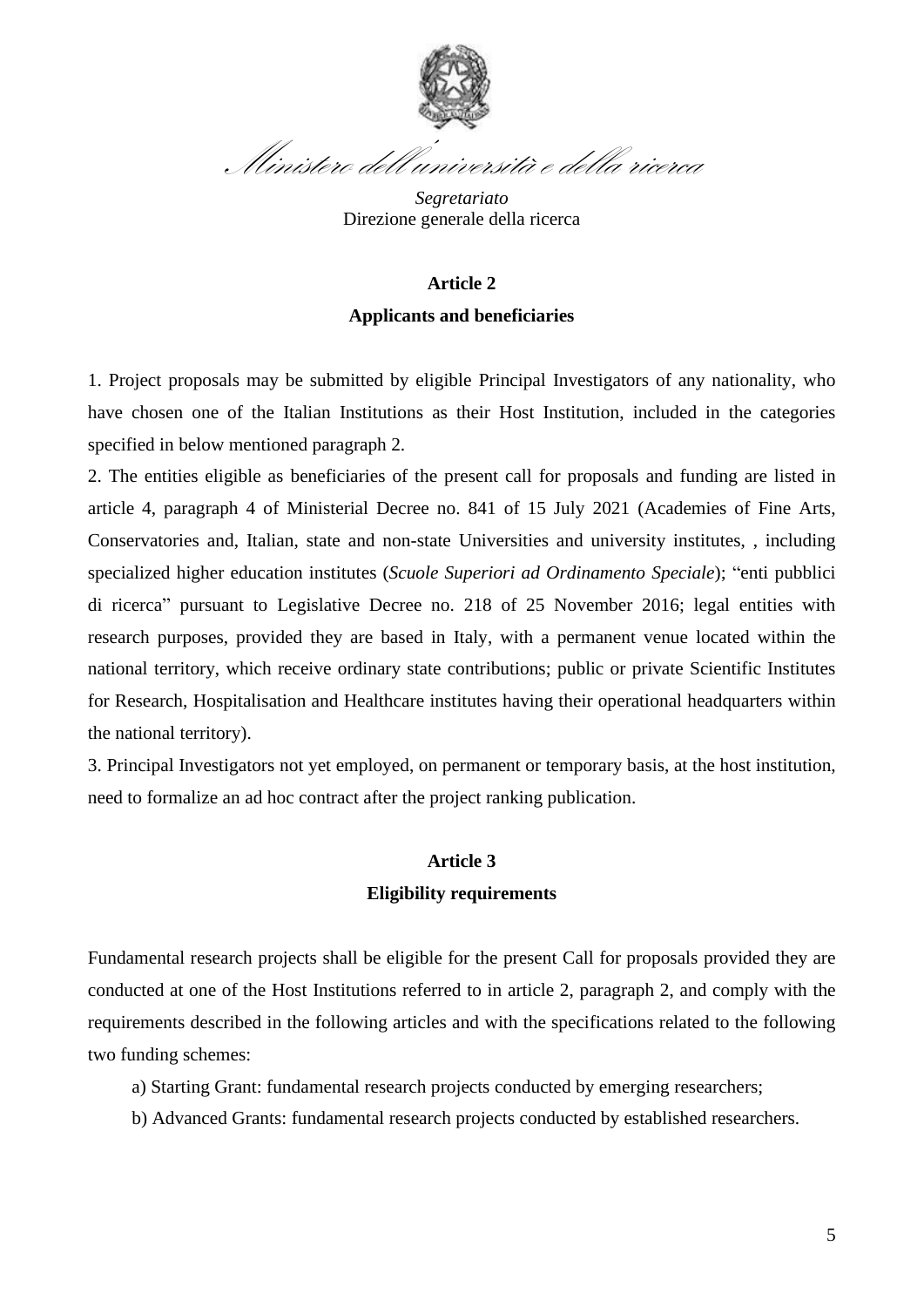## Article 2

### Applicants and beneficiaries

1. Project proposals may be submitted by eligible Principal Investigators of any nationality, who have chosen one of the Italian Institutions as their Host Institution, included in the categories specified in below mentioned paragraph 2.

2. The entities eligible as beneficiaries of the present call for proposals and funding are listed in article 4, paragraph 4 of Ministerial Decree no. 841 of 15 July 2021 (Academies of Fine Arts, Conservatories and, Italian, state and non-state Universities and university institutes, , including specialized higher education institutes (*Scuole Superiori ad Ordinamento Speciale*); "enti pubblici di ricerca" pursuant to Legislative Decree no. 218 of 25 November 2016; legal entities with research purposes, provided they are based in Italy, with a permanent venue located within the national territory, which receive ordinary state contributions; public or private Scientific Institutes for Research, Hospitalisation and Healthcare institutes having their operational headquarters within the national territory).

3. Principal Investigators not yet employed, on permanent or temporary basis, at the host institution, need to formalize an ad hoc contract after the project ranking publication.

## Article 3

### Eligibility requirements

Fundamental research projects shall be eligible for the present Call for proposals provided they are conducted at one of the Host Institutions referred to in article 2, paragraph 2, and comply with the requirements described in the following articles and with the specifications related to the following two funding schemes:

a) Starting Grant: fundamental research projects conducted by emerging researchers;

b) Advanced Grants: fundamental research projects conducted by established researchers.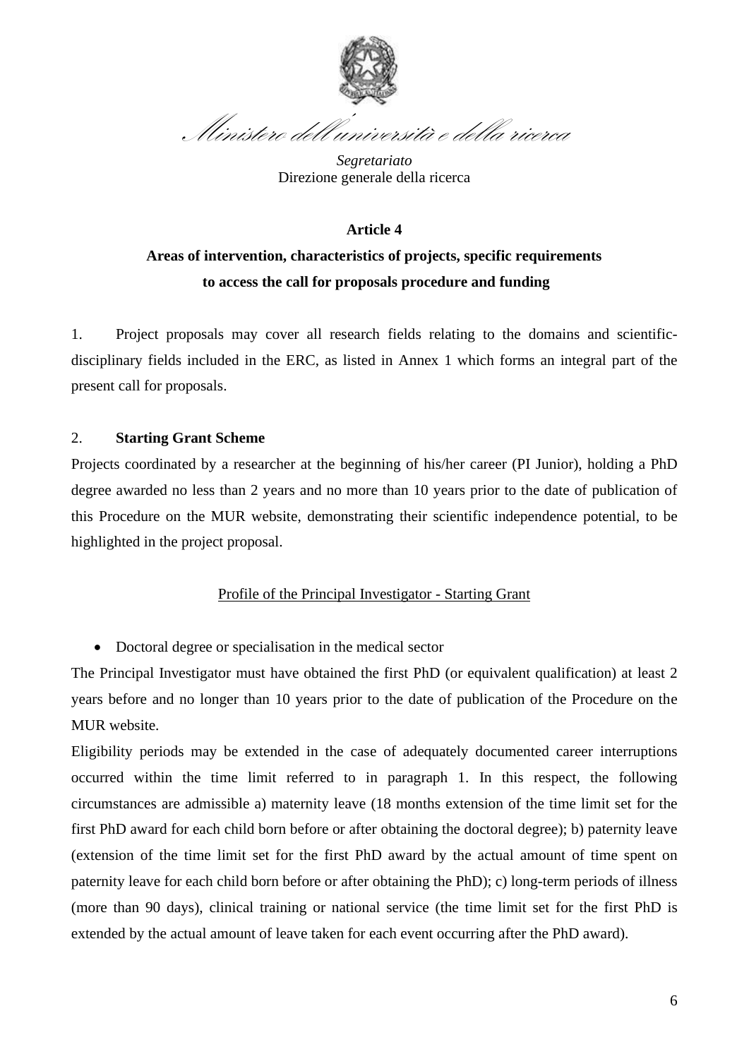*Ministero dell'università e della ricerca*

*Segretariato*
Direzione generale della ricerca

**Article 4**

**Areas of intervention, characteristics of projects, specific requirements to access the call for proposals procedure and funding**

1. Project proposals may cover all research fields relating to the domains and scientific-disciplinary fields included in the ERC, as listed in Annex 1 which forms an integral part of the present call for proposals.

2. **Starting Grant Scheme**

Projects coordinated by a researcher at the beginning of his/her career (PI Junior), holding a PhD degree awarded no less than 2 years and no more than 10 years prior to the date of publication of this Procedure on the MUR website, demonstrating their scientific independence potential, to be highlighted in the project proposal.

Profile of the Principal Investigator - Starting Grant

- Doctoral degree or specialisation in the medical sector

The Principal Investigator must have obtained the first PhD (or equivalent qualification) at least 2 years before and no longer than 10 years prior to the date of publication of the Procedure on the MUR website.

Eligibility periods may be extended in the case of adequately documented career interruptions occurred within the time limit referred to in paragraph 1. In this respect, the following circumstances are admissible a) maternity leave (18 months extension of the time limit set for the first PhD award for each child born before or after obtaining the doctoral degree); b) paternity leave (extension of the time limit set for the first PhD award by the actual amount of time spent on paternity leave for each child born before or after obtaining the PhD); c) long-term periods of illness (more than 90 days), clinical training or national service (the time limit set for the first PhD is extended by the actual amount of leave taken for each event occurring after the PhD award).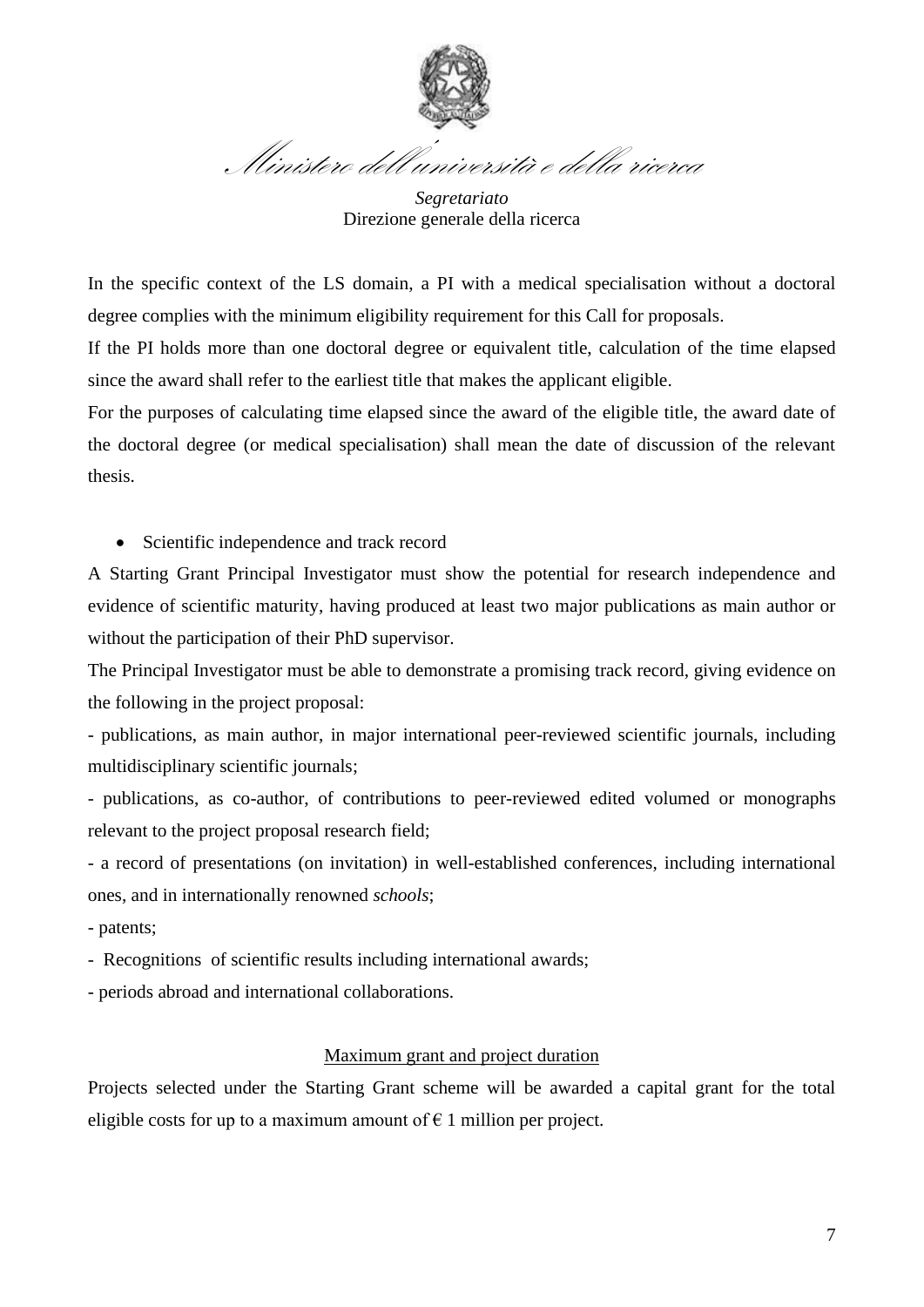In the specific context of the LS domain, a PI with a medical specialisation without a doctoral degree complies with the minimum eligibility requirement for this Call for proposals.

If the PI holds more than one doctoral degree or equivalent title, calculation of the time elapsed since the award shall refer to the earliest title that makes the applicant eligible.

For the purposes of calculating time elapsed since the award of the eligible title, the award date of the doctoral degree (or medical specialisation) shall mean the date of discussion of the relevant thesis.

- Scientific independence and track record

A Starting Grant Principal Investigator must show the potential for research independence and evidence of scientific maturity, having produced at least two major publications as main author or without the participation of their PhD supervisor.

The Principal Investigator must be able to demonstrate a promising track record, giving evidence on the following in the project proposal:

- publications, as main author, in major international peer-reviewed scientific journals, including multidisciplinary scientific journals;
- publications, as co-author, of contributions to peer-reviewed edited volumed or monographs relevant to the project proposal research field;
- a record of presentations (on invitation) in well-established conferences, including international ones, and in internationally renowned *schools*;
- patents;
- Recognitions of scientific results including international awards;
- periods abroad and international collaborations.

## Maximum grant and project duration

Projects selected under the Starting Grant scheme will be awarded a capital grant for the total eligible costs for up to a maximum amount of € 1 million per project.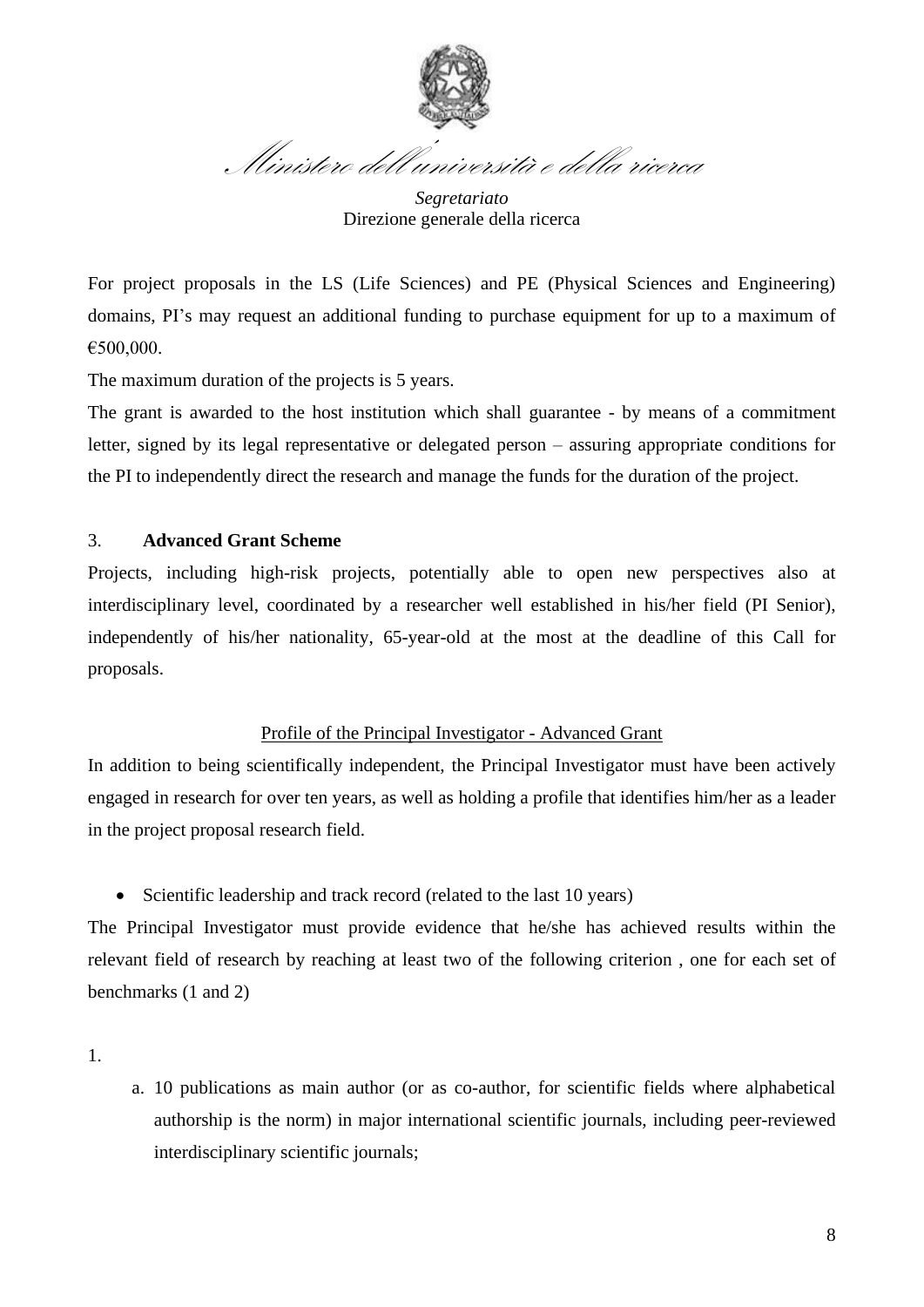For project proposals in the LS (Life Sciences) and PE (Physical Sciences and Engineering) domains, PI's may request an additional funding to purchase equipment for up to a maximum of €500,000.

The maximum duration of the projects is 5 years.

The grant is awarded to the host institution which shall guarantee - by means of a commitment letter, signed by its legal representative or delegated person – assuring appropriate conditions for the PI to independently direct the research and manage the funds for the duration of the project.

## 3. Advanced Grant Scheme

Projects, including high-risk projects, potentially able to open new perspectives also at interdisciplinary level, coordinated by a researcher well established in his/her field (PI Senior), independently of his/her nationality, 65-year-old at the most at the deadline of this Call for proposals.

### Profile of the Principal Investigator - Advanced Grant

In addition to being scientifically independent, the Principal Investigator must have been actively engaged in research for over ten years, as well as holding a profile that identifies him/her as a leader in the project proposal research field.

- Scientific leadership and track record (related to the last 10 years)

The Principal Investigator must provide evidence that he/she has achieved results within the relevant field of research by reaching at least two of the following criterion , one for each set of benchmarks (1 and 2)

1.

   a. 10 publications as main author (or as co-author, for scientific fields where alphabetical authorship is the norm) in major international scientific journals, including peer-reviewed interdisciplinary scientific journals;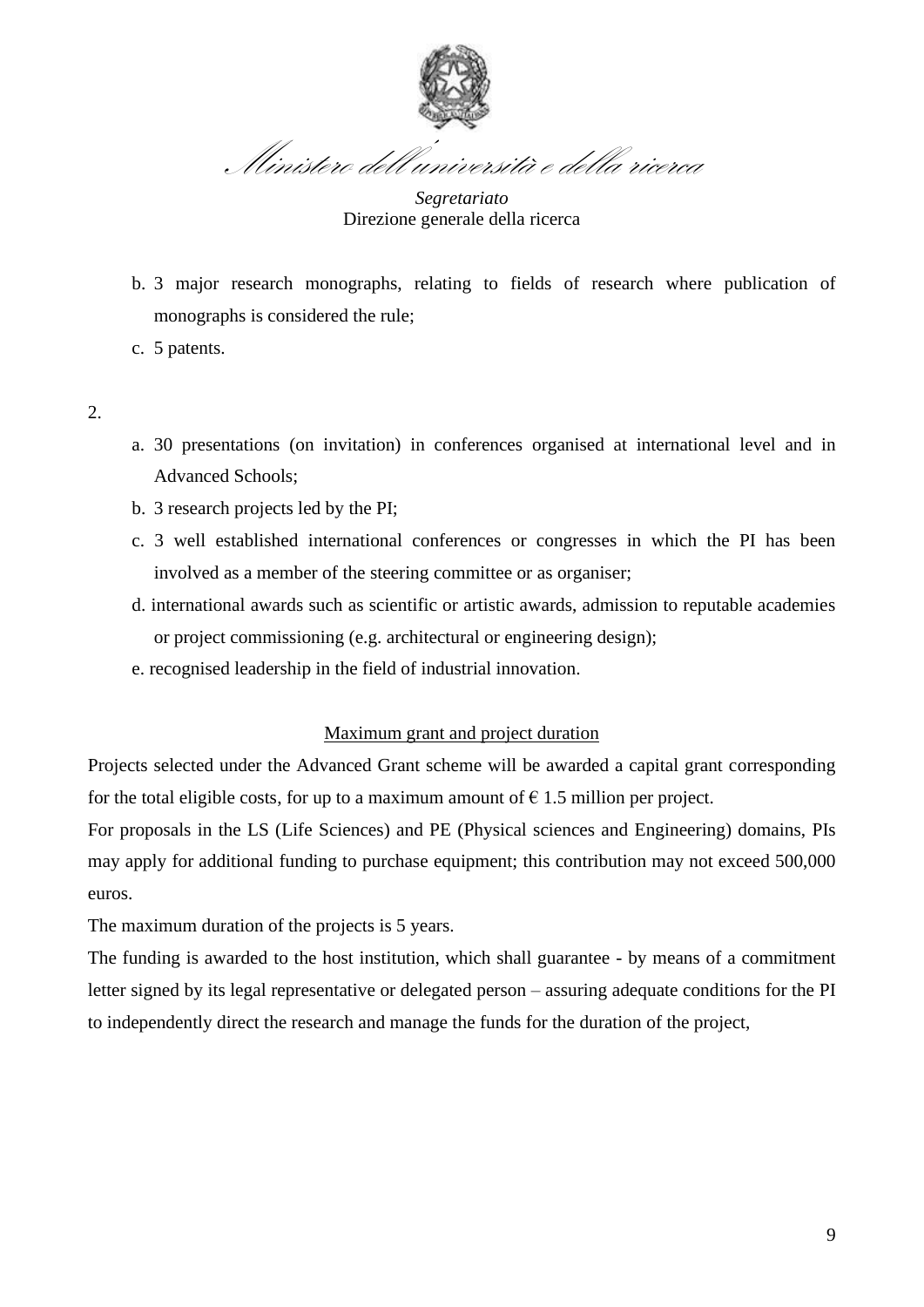b. 3 major research monographs, relating to fields of research where publication of monographs is considered the rule;
c. 5 patents.

2.

a. 30 presentations (on invitation) in conferences organised at international level and in Advanced Schools;
b. 3 research projects led by the PI;
c. 3 well established international conferences or congresses in which the PI has been involved as a member of the steering committee or as organiser;
d. international awards such as scientific or artistic awards, admission to reputable academies or project commissioning (e.g. architectural or engineering design);
e. recognised leadership in the field of industrial innovation.

<u>Maximum grant and project duration</u>

Projects selected under the Advanced Grant scheme will be awarded a capital grant corresponding for the total eligible costs, for up to a maximum amount of € 1.5 million per project.

For proposals in the LS (Life Sciences) and PE (Physical sciences and Engineering) domains, PIs may apply for additional funding to purchase equipment; this contribution may not exceed 500,000 euros.

The maximum duration of the projects is 5 years.

The funding is awarded to the host institution, which shall guarantee - by means of a commitment letter signed by its legal representative or delegated person – assuring adequate conditions for the PI to independently direct the research and manage the funds for the duration of the project,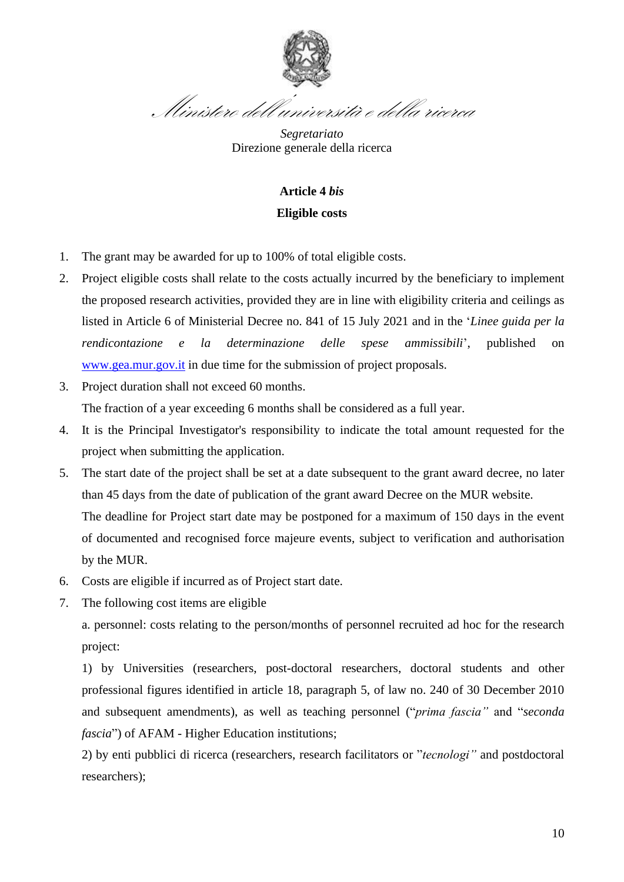*Ministero dell'università e della ricerca*

*Segretariato*
Direzione generale della ricerca

## Article 4 *bis*

## Eligible costs

1. The grant may be awarded for up to 100% of total eligible costs.
2. Project eligible costs shall relate to the costs actually incurred by the beneficiary to implement the proposed research activities, provided they are in line with eligibility criteria and ceilings as listed in Article 6 of Ministerial Decree no. 841 of 15 July 2021 and in the '*Linee guida per la rendicontazione e la determinazione delle spese ammissibili*', published on [www.gea.mur.gov.it](http://www.gea.mur.gov.it) in due time for the submission of project proposals.
3. Project duration shall not exceed 60 months.
   The fraction of a year exceeding 6 months shall be considered as a full year.
4. It is the Principal Investigator's responsibility to indicate the total amount requested for the project when submitting the application.
5. The start date of the project shall be set at a date subsequent to the grant award decree, no later than 45 days from the date of publication of the grant award Decree on the MUR website.
   The deadline for Project start date may be postponed for a maximum of 150 days in the event of documented and recognised force majeure events, subject to verification and authorisation by the MUR.
6. Costs are eligible if incurred as of Project start date.
7. The following cost items are eligible

   a. personnel: costs relating to the person/months of personnel recruited ad hoc for the research project:

   1) by Universities (researchers, post-doctoral researchers, doctoral students and other professional figures identified in article 18, paragraph 5, of law no. 240 of 30 December 2010 and subsequent amendments), as well as teaching personnel ("*prima fascia"* and "*seconda fascia*") of AFAM - Higher Education institutions;

   2) by enti pubblici di ricerca (researchers, research facilitators or "*tecnologi"* and postdoctoral researchers);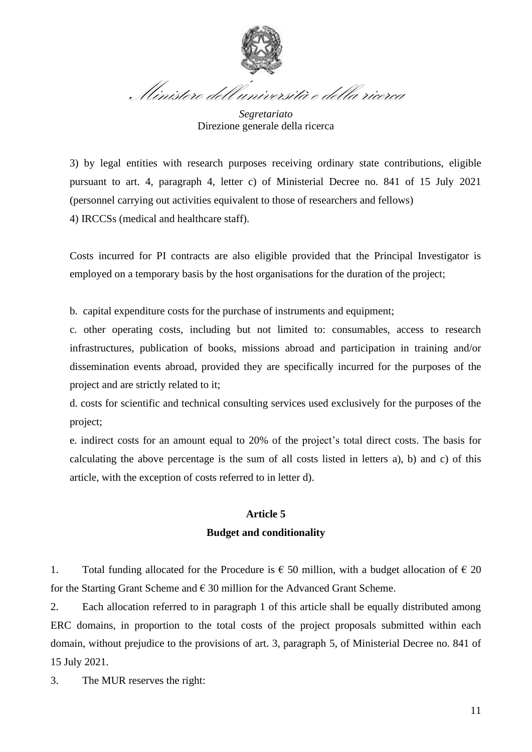3) by legal entities with research purposes receiving ordinary state contributions, eligible pursuant to art. 4, paragraph 4, letter c) of Ministerial Decree no. 841 of 15 July 2021 (personnel carrying out activities equivalent to those of researchers and fellows)

4) IRCCSs (medical and healthcare staff).

Costs incurred for PI contracts are also eligible provided that the Principal Investigator is employed on a temporary basis by the host organisations for the duration of the project;

b. capital expenditure costs for the purchase of instruments and equipment;

c. other operating costs, including but not limited to: consumables, access to research infrastructures, publication of books, missions abroad and participation in training and/or dissemination events abroad, provided they are specifically incurred for the purposes of the project and are strictly related to it;

d. costs for scientific and technical consulting services used exclusively for the purposes of the project;

e. indirect costs for an amount equal to 20% of the project's total direct costs. The basis for calculating the above percentage is the sum of all costs listed in letters a), b) and c) of this article, with the exception of costs referred to in letter d).

**Article 5**

**Budget and conditionality**

1. Total funding allocated for the Procedure is € 50 million, with a budget allocation of € 20 for the Starting Grant Scheme and € 30 million for the Advanced Grant Scheme.

2. Each allocation referred to in paragraph 1 of this article shall be equally distributed among ERC domains, in proportion to the total costs of the project proposals submitted within each domain, without prejudice to the provisions of art. 3, paragraph 5, of Ministerial Decree no. 841 of 15 July 2021.

3. The MUR reserves the right: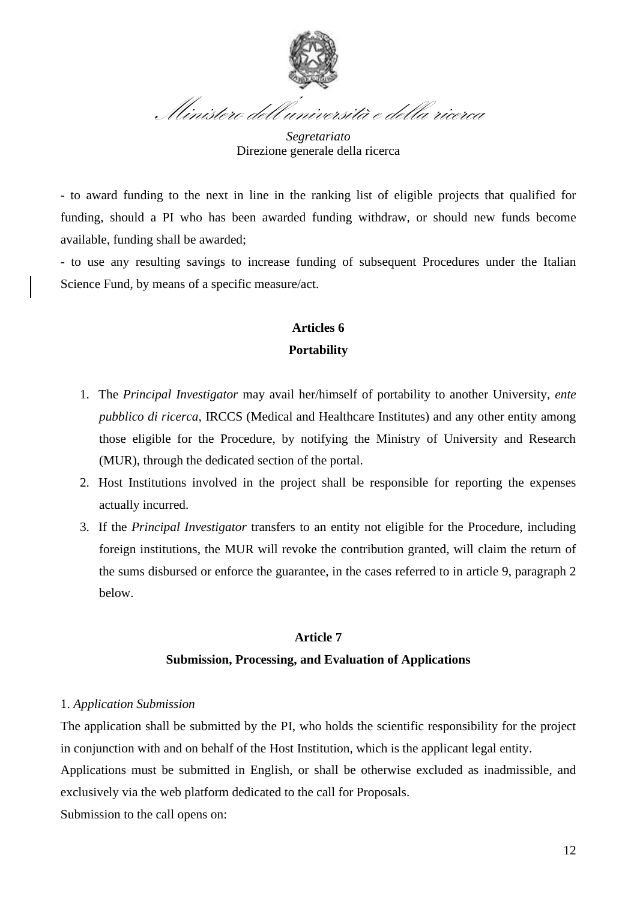- to award funding to the next in line in the ranking list of eligible projects that qualified for funding, should a PI who has been awarded funding withdraw, or should new funds become available, funding shall be awarded;

- to use any resulting savings to increase funding of subsequent Procedures under the Italian Science Fund, by means of a specific measure/act.

## Articles 6

## Portability

1. The *Principal Investigator* may avail her/himself of portability to another University, *ente pubblico di ricerca*, IRCCS (Medical and Healthcare Institutes) and any other entity among those eligible for the Procedure, by notifying the Ministry of University and Research (MUR), through the dedicated section of the portal.
2. Host Institutions involved in the project shall be responsible for reporting the expenses actually incurred.
3. If the *Principal Investigator* transfers to an entity not eligible for the Procedure, including foreign institutions, the MUR will revoke the contribution granted, will claim the return of the sums disbursed or enforce the guarantee, in the cases referred to in article 9, paragraph 2 below.

## Article 7

## Submission, Processing, and Evaluation of Applications

1. *Application Submission*

The application shall be submitted by the PI, who holds the scientific responsibility for the project in conjunction with and on behalf of the Host Institution, which is the applicant legal entity.

Applications must be submitted in English, or shall be otherwise excluded as inadmissible, and exclusively via the web platform dedicated to the call for Proposals.

Submission to the call opens on: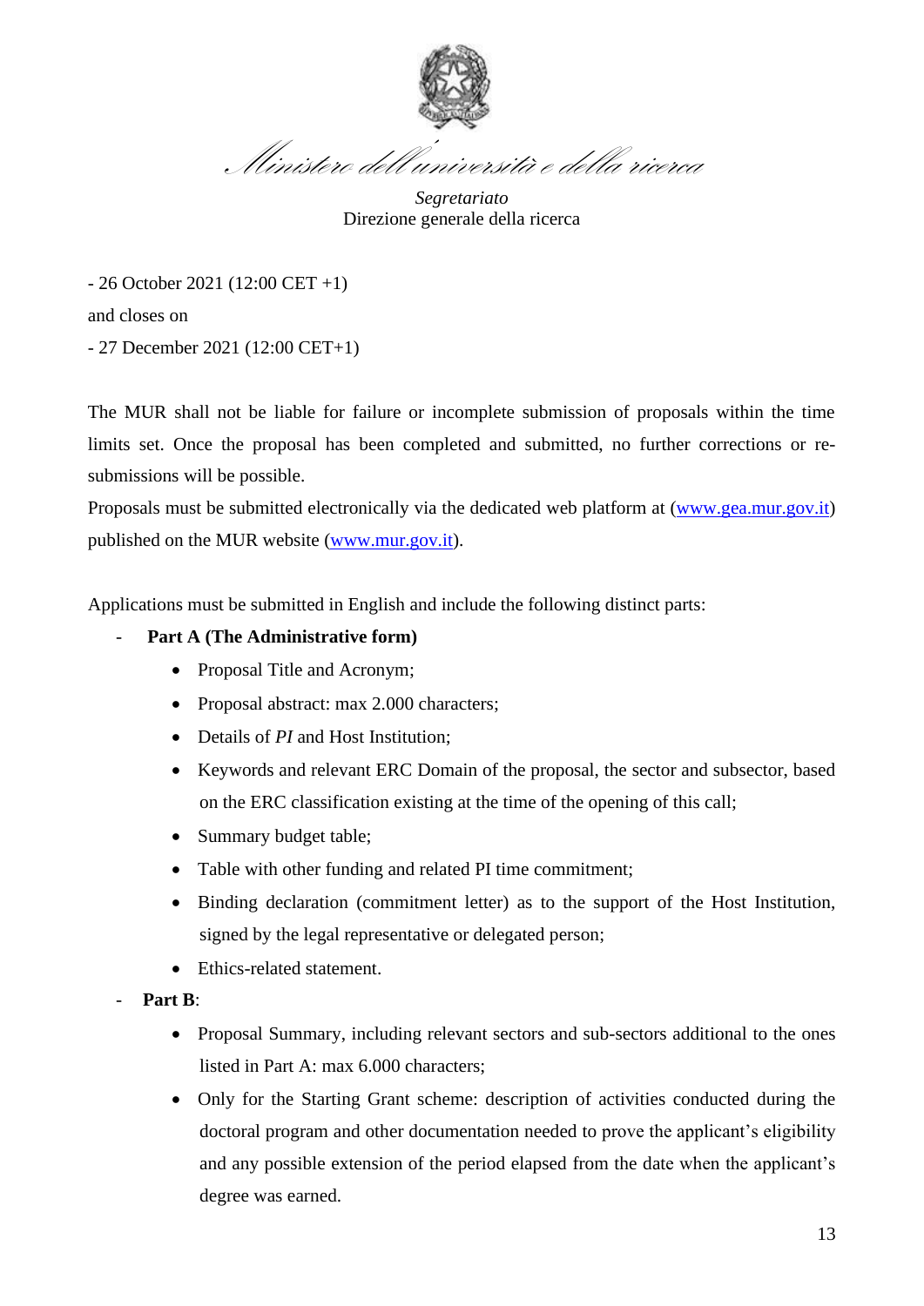- 26 October 2021 (12:00 CET +1)

and closes on

- 27 December 2021 (12:00 CET+1)

The MUR shall not be liable for failure or incomplete submission of proposals within the time limits set. Once the proposal has been completed and submitted, no further corrections or re-submissions will be possible.

Proposals must be submitted electronically via the dedicated web platform at (www.gea.mur.gov.it) published on the MUR website (www.mur.gov.it).

Applications must be submitted in English and include the following distinct parts:

- **Part A (The Administrative form)**
  - Proposal Title and Acronym;
  - Proposal abstract: max 2.000 characters;
  - Details of *PI* and Host Institution;
  - Keywords and relevant ERC Domain of the proposal, the sector and subsector, based on the ERC classification existing at the time of the opening of this call;
  - Summary budget table;
  - Table with other funding and related PI time commitment;
  - Binding declaration (commitment letter) as to the support of the Host Institution, signed by the legal representative or delegated person;
  - Ethics-related statement.
- **Part B**:
  - Proposal Summary, including relevant sectors and sub-sectors additional to the ones listed in Part A: max 6.000 characters;
  - Only for the Starting Grant scheme: description of activities conducted during the doctoral program and other documentation needed to prove the applicant's eligibility and any possible extension of the period elapsed from the date when the applicant's degree was earned.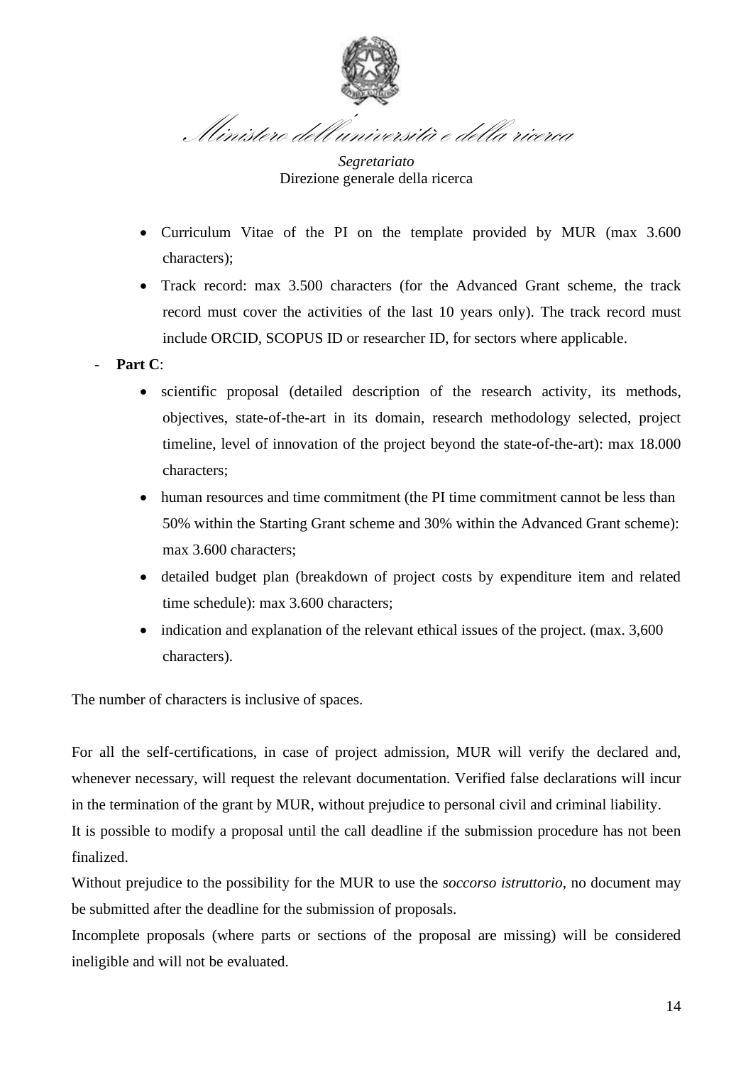- Curriculum Vitae of the PI on the template provided by MUR (max 3.600 characters);
- Track record: max 3.500 characters (for the Advanced Grant scheme, the track record must cover the activities of the last 10 years only). The track record must include ORCID, SCOPUS ID or researcher ID, for sectors where applicable.

- **Part C**:
  - scientific proposal (detailed description of the research activity, its methods, objectives, state-of-the-art in its domain, research methodology selected, project timeline, level of innovation of the project beyond the state-of-the-art): max 18.000 characters;
  - human resources and time commitment (the PI time commitment cannot be less than 50% within the Starting Grant scheme and 30% within the Advanced Grant scheme): max 3.600 characters;
  - detailed budget plan (breakdown of project costs by expenditure item and related time schedule): max 3.600 characters;
  - indication and explanation of the relevant ethical issues of the project. (max. 3,600 characters).

The number of characters is inclusive of spaces.

For all the self-certifications, in case of project admission, MUR will verify the declared and, whenever necessary, will request the relevant documentation. Verified false declarations will incur in the termination of the grant by MUR, without prejudice to personal civil and criminal liability.

It is possible to modify a proposal until the call deadline if the submission procedure has not been finalized.

Without prejudice to the possibility for the MUR to use the *soccorso istruttorio*, no document may be submitted after the deadline for the submission of proposals.

Incomplete proposals (where parts or sections of the proposal are missing) will be considered ineligible and will not be evaluated.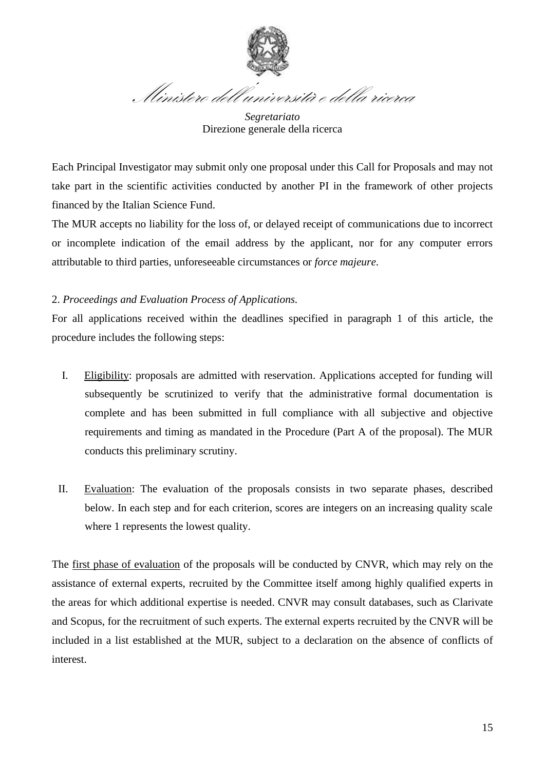Each Principal Investigator may submit only one proposal under this Call for Proposals and may not take part in the scientific activities conducted by another PI in the framework of other projects financed by the Italian Science Fund.

The MUR accepts no liability for the loss of, or delayed receipt of communications due to incorrect or incomplete indication of the email address by the applicant, nor for any computer errors attributable to third parties, unforeseeable circumstances or *force majeure*.

2. *Proceedings and Evaluation Process of Applications.*

For all applications received within the deadlines specified in paragraph 1 of this article, the procedure includes the following steps:

I. Eligibility: proposals are admitted with reservation. Applications accepted for funding will subsequently be scrutinized to verify that the administrative formal documentation is complete and has been submitted in full compliance with all subjective and objective requirements and timing as mandated in the Procedure (Part A of the proposal). The MUR conducts this preliminary scrutiny.

II. Evaluation: The evaluation of the proposals consists in two separate phases, described below. In each step and for each criterion, scores are integers on an increasing quality scale where 1 represents the lowest quality.

The first phase of evaluation of the proposals will be conducted by CNVR, which may rely on the assistance of external experts, recruited by the Committee itself among highly qualified experts in the areas for which additional expertise is needed. CNVR may consult databases, such as Clarivate and Scopus, for the recruitment of such experts. The external experts recruited by the CNVR will be included in a list established at the MUR, subject to a declaration on the absence of conflicts of interest.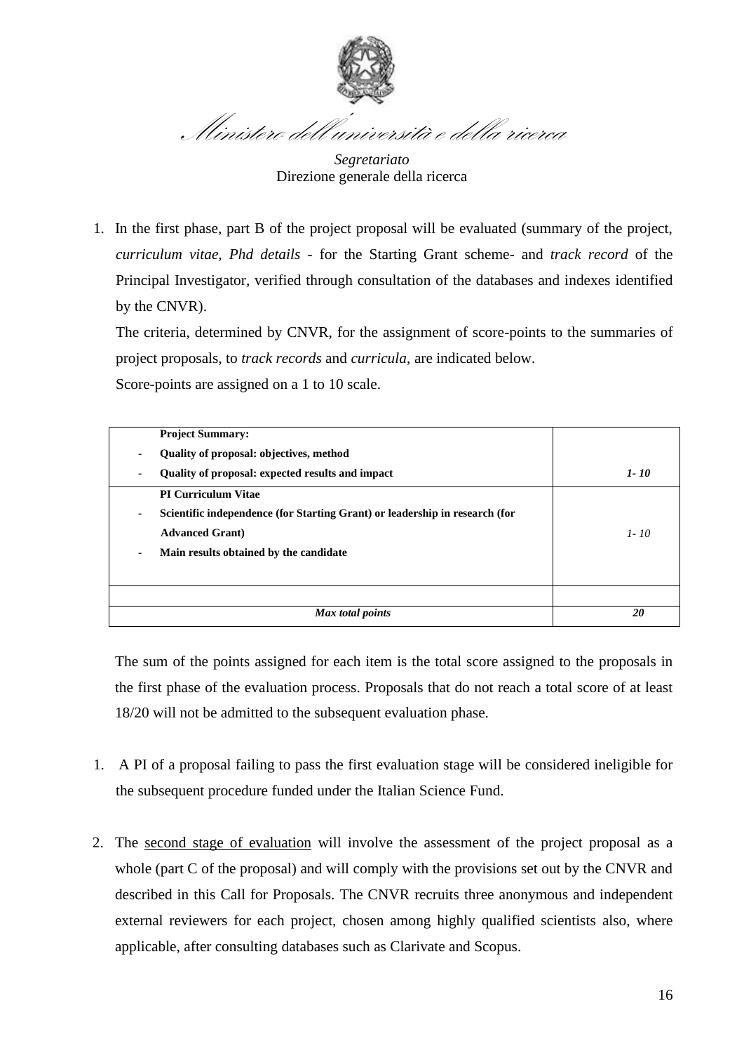*Ministero dell'università e della ricerca*

*Segretariato*
Direzione generale della ricerca

1. In the first phase, part B of the project proposal will be evaluated (summary of the project, *curriculum vitae, Phd details* - for the Starting Grant scheme- and *track record* of the Principal Investigator, verified through consultation of the databases and indexes identified by the CNVR).

   The criteria, determined by CNVR, for the assignment of score-points to the summaries of project proposals, to *track records* and *curricula*, are indicated below.

   Score-points are assigned on a 1 to 10 scale.

| | |
|---|---|
| **Project Summary:**<br>- **Quality of proposal: objectives, method**<br>- **Quality of proposal: expected results and impact** | ***1- 10*** |
| **PI Curriculum Vitae**<br>- **Scientific independence (for Starting Grant) or leadership in research (for Advanced Grant)**<br>- **Main results obtained by the candidate** | *1- 10* |
| | |
| ***Max total points*** | ***20*** |

The sum of the points assigned for each item is the total score assigned to the proposals in the first phase of the evaluation process. Proposals that do not reach a total score of at least 18/20 will not be admitted to the subsequent evaluation phase.

1. A PI of a proposal failing to pass the first evaluation stage will be considered ineligible for the subsequent procedure funded under the Italian Science Fund.

2. The second stage of evaluation will involve the assessment of the project proposal as a whole (part C of the proposal) and will comply with the provisions set out by the CNVR and described in this Call for Proposals. The CNVR recruits three anonymous and independent external reviewers for each project, chosen among highly qualified scientists also, where applicable, after consulting databases such as Clarivate and Scopus.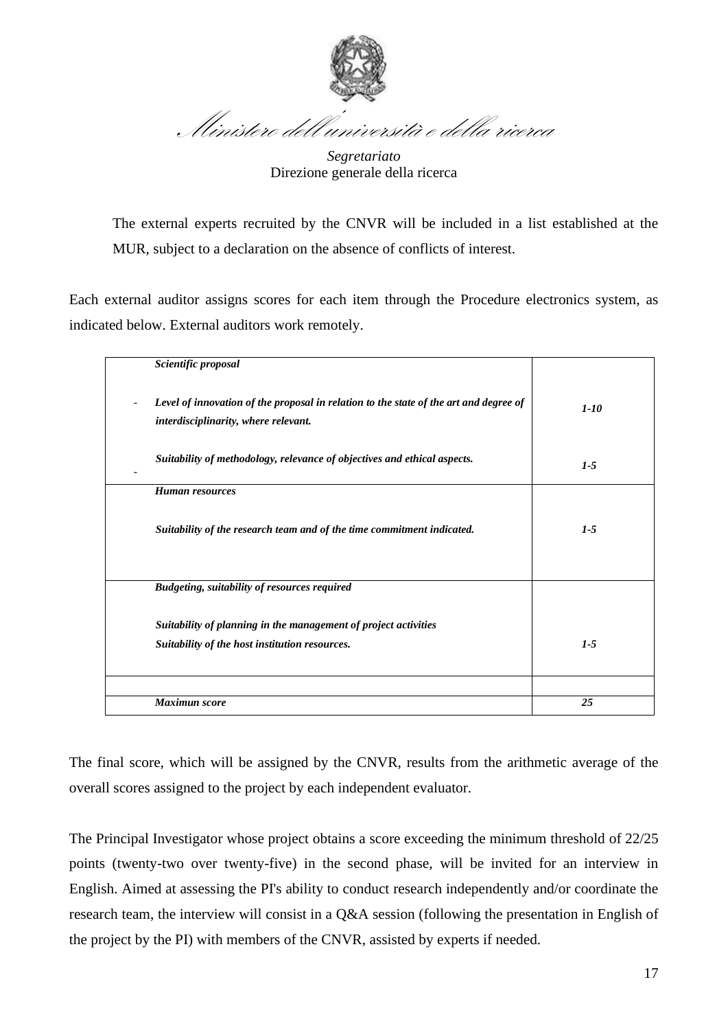The external experts recruited by the CNVR will be included in a list established at the MUR, subject to a declaration on the absence of conflicts of interest.

Each external auditor assigns scores for each item through the Procedure electronics system, as indicated below. External auditors work remotely.

| | |
|---|---|
| ***Scientific proposal***<br><br>- ***Level of innovation of the proposal in relation to the state of the art and degree of interdisciplinarity, where relevant.***<br><br>- ***Suitability of methodology, relevance of objectives and ethical aspects.*** | ***1-10***<br><br>***1-5*** |
| ***Human resources***<br><br>***Suitability of the research team and of the time commitment indicated.*** | ***1-5*** |
| ***Budgeting, suitability of resources required***<br><br>***Suitability of planning in the management of project activities***<br>***Suitability of the host institution resources.*** | ***1-5*** |
| | |
| ***Maximun score*** | ***25*** |

The final score, which will be assigned by the CNVR, results from the arithmetic average of the overall scores assigned to the project by each independent evaluator.

The Principal Investigator whose project obtains a score exceeding the minimum threshold of 22/25 points (twenty-two over twenty-five) in the second phase, will be invited for an interview in English. Aimed at assessing the PI's ability to conduct research independently and/or coordinate the research team, the interview will consist in a Q&A session (following the presentation in English of the project by the PI) with members of the CNVR, assisted by experts if needed.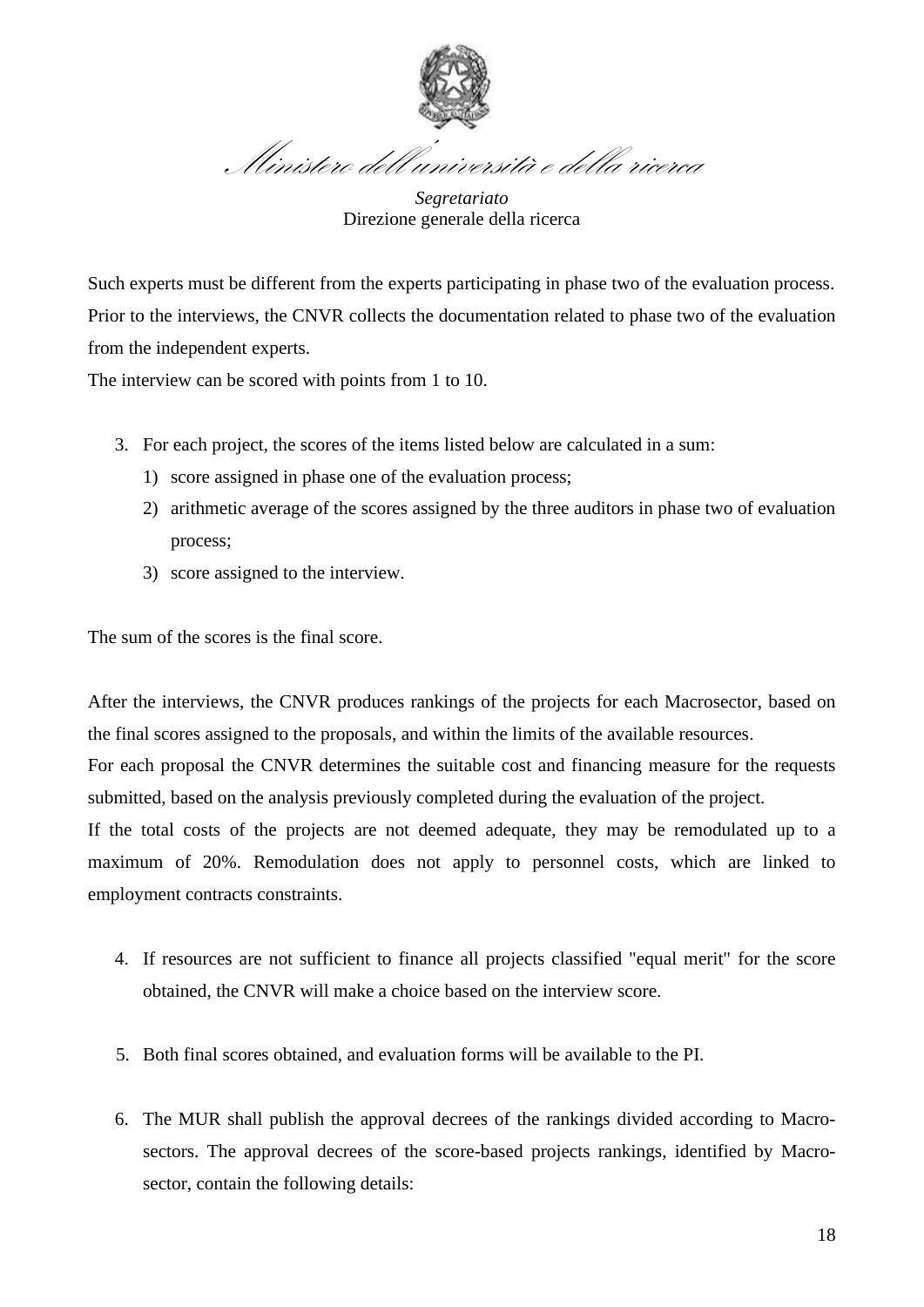Such experts must be different from the experts participating in phase two of the evaluation process. Prior to the interviews, the CNVR collects the documentation related to phase two of the evaluation from the independent experts.

The interview can be scored with points from 1 to 10.

3. For each project, the scores of the items listed below are calculated in a sum:
   1) score assigned in phase one of the evaluation process;
   2) arithmetic average of the scores assigned by the three auditors in phase two of evaluation process;
   3) score assigned to the interview.

The sum of the scores is the final score.

After the interviews, the CNVR produces rankings of the projects for each Macrosector, based on the final scores assigned to the proposals, and within the limits of the available resources.

For each proposal the CNVR determines the suitable cost and financing measure for the requests submitted, based on the analysis previously completed during the evaluation of the project.

If the total costs of the projects are not deemed adequate, they may be remodulated up to a maximum of 20%. Remodulation does not apply to personnel costs, which are linked to employment contracts constraints.

4. If resources are not sufficient to finance all projects classified "equal merit" for the score obtained, the CNVR will make a choice based on the interview score.

5. Both final scores obtained, and evaluation forms will be available to the PI.

6. The MUR shall publish the approval decrees of the rankings divided according to Macro-sectors. The approval decrees of the score-based projects rankings, identified by Macro-sector, contain the following details: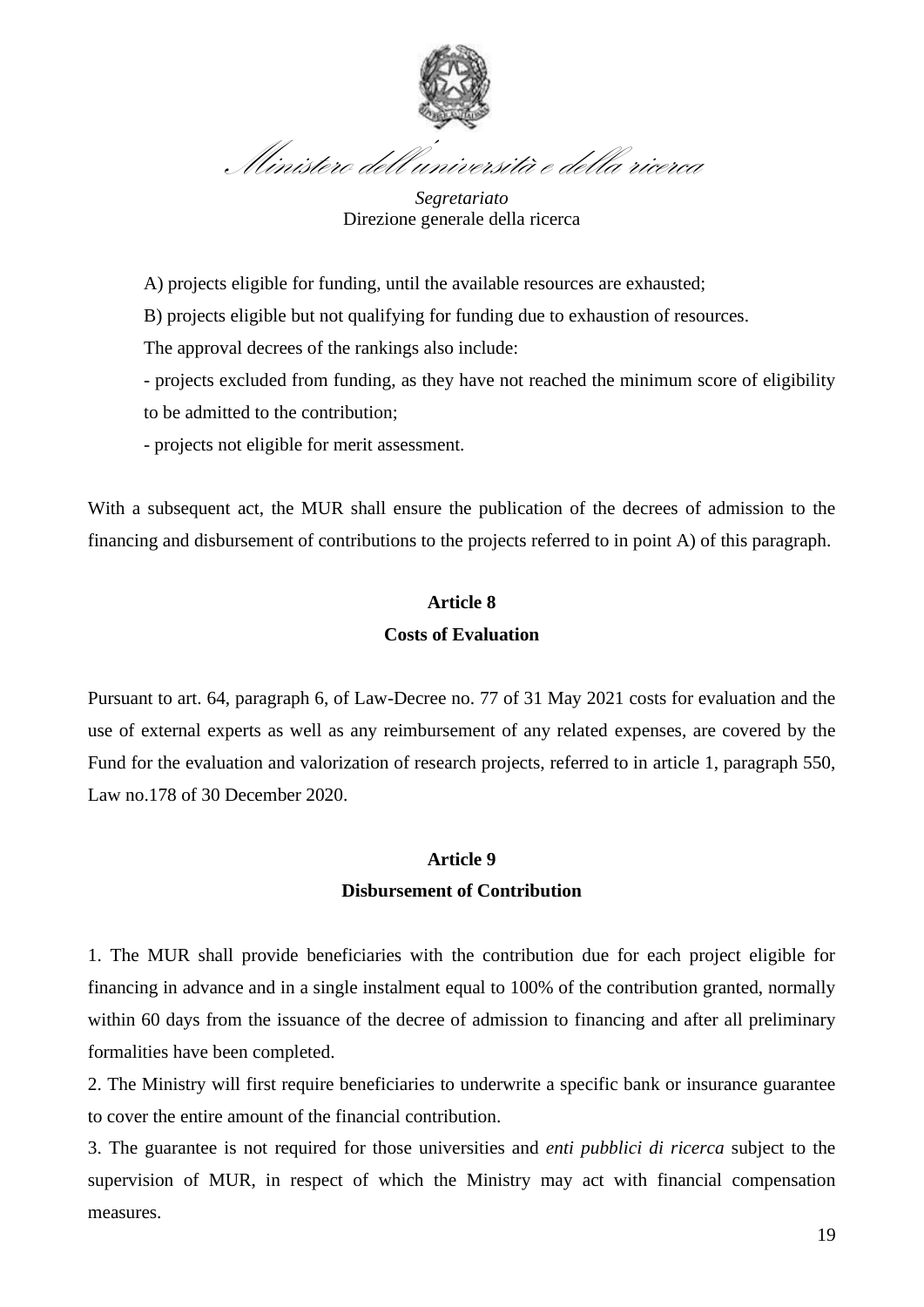A) projects eligible for funding, until the available resources are exhausted;

B) projects eligible but not qualifying for funding due to exhaustion of resources.

The approval decrees of the rankings also include:

- projects excluded from funding, as they have not reached the minimum score of eligibility to be admitted to the contribution;

- projects not eligible for merit assessment.

With a subsequent act, the MUR shall ensure the publication of the decrees of admission to the financing and disbursement of contributions to the projects referred to in point A) of this paragraph.

## Article 8
## Costs of Evaluation

Pursuant to art. 64, paragraph 6, of Law-Decree no. 77 of 31 May 2021 costs for evaluation and the use of external experts as well as any reimbursement of any related expenses, are covered by the Fund for the evaluation and valorization of research projects, referred to in article 1, paragraph 550, Law no.178 of 30 December 2020.

## Article 9
## Disbursement of Contribution

1. The MUR shall provide beneficiaries with the contribution due for each project eligible for financing in advance and in a single instalment equal to 100% of the contribution granted, normally within 60 days from the issuance of the decree of admission to financing and after all preliminary formalities have been completed.

2. The Ministry will first require beneficiaries to underwrite a specific bank or insurance guarantee to cover the entire amount of the financial contribution.

3. The guarantee is not required for those universities and *enti pubblici di ricerca* subject to the supervision of MUR, in respect of which the Ministry may act with financial compensation measures.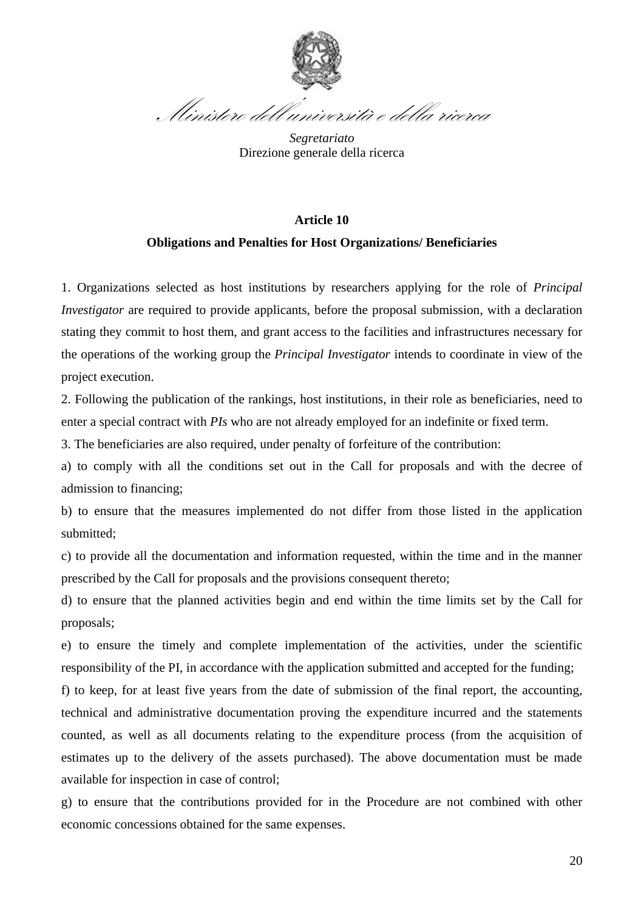Ministero dell'università e della ricerca

*Segretariato*
Direzione generale della ricerca

## Article 10

### Obligations and Penalties for Host Organizations/ Beneficiaries

1. Organizations selected as host institutions by researchers applying for the role of *Principal Investigator* are required to provide applicants, before the proposal submission, with a declaration stating they commit to host them, and grant access to the facilities and infrastructures necessary for the operations of the working group the *Principal Investigator* intends to coordinate in view of the project execution.

2. Following the publication of the rankings, host institutions, in their role as beneficiaries, need to enter a special contract with *PIs* who are not already employed for an indefinite or fixed term.

3. The beneficiaries are also required, under penalty of forfeiture of the contribution:

a) to comply with all the conditions set out in the Call for proposals and with the decree of admission to financing;

b) to ensure that the measures implemented do not differ from those listed in the application submitted;

c) to provide all the documentation and information requested, within the time and in the manner prescribed by the Call for proposals and the provisions consequent thereto;

d) to ensure that the planned activities begin and end within the time limits set by the Call for proposals;

e) to ensure the timely and complete implementation of the activities, under the scientific responsibility of the PI, in accordance with the application submitted and accepted for the funding;

f) to keep, for at least five years from the date of submission of the final report, the accounting, technical and administrative documentation proving the expenditure incurred and the statements counted, as well as all documents relating to the expenditure process (from the acquisition of estimates up to the delivery of the assets purchased). The above documentation must be made available for inspection in case of control;

g) to ensure that the contributions provided for in the Procedure are not combined with other economic concessions obtained for the same expenses.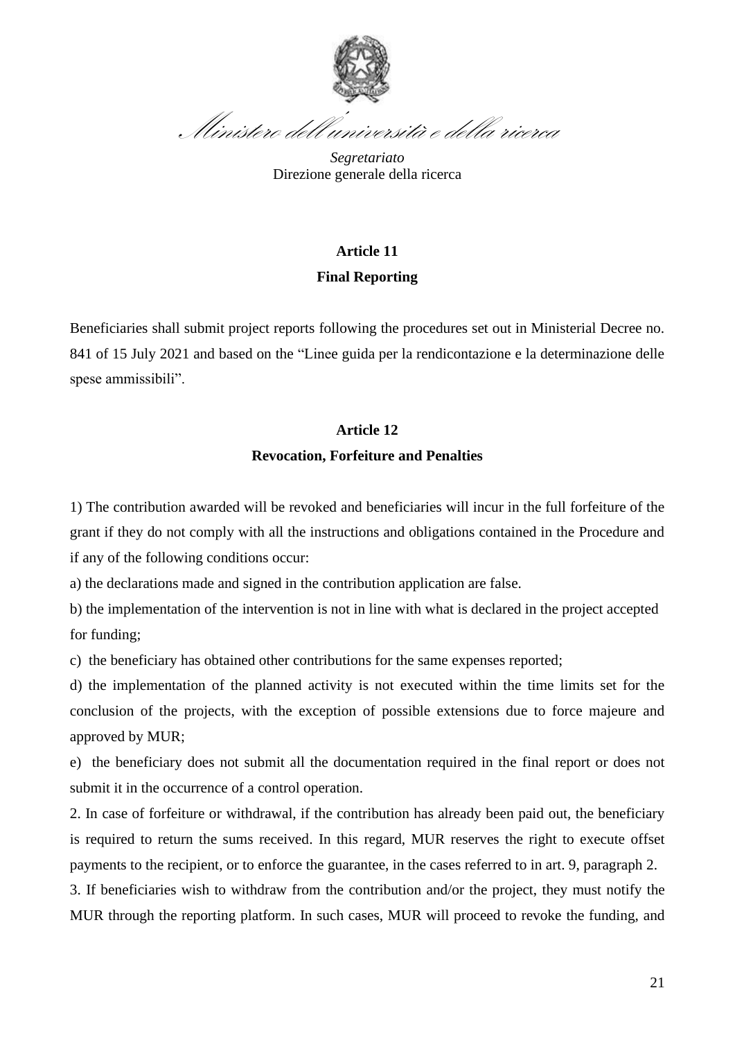## Article 11

### Final Reporting

Beneficiaries shall submit project reports following the procedures set out in Ministerial Decree no. 841 of 15 July 2021 and based on the "Linee guida per la rendicontazione e la determinazione delle spese ammissibili".

## Article 12

### Revocation, Forfeiture and Penalties

1) The contribution awarded will be revoked and beneficiaries will incur in the full forfeiture of the grant if they do not comply with all the instructions and obligations contained in the Procedure and if any of the following conditions occur:

a) the declarations made and signed in the contribution application are false.

b) the implementation of the intervention is not in line with what is declared in the project accepted for funding;

c) the beneficiary has obtained other contributions for the same expenses reported;

d) the implementation of the planned activity is not executed within the time limits set for the conclusion of the projects, with the exception of possible extensions due to force majeure and approved by MUR;

e) the beneficiary does not submit all the documentation required in the final report or does not submit it in the occurrence of a control operation.

2. In case of forfeiture or withdrawal, if the contribution has already been paid out, the beneficiary is required to return the sums received. In this regard, MUR reserves the right to execute offset payments to the recipient, or to enforce the guarantee, in the cases referred to in art. 9, paragraph 2.

3. If beneficiaries wish to withdraw from the contribution and/or the project, they must notify the MUR through the reporting platform. In such cases, MUR will proceed to revoke the funding, and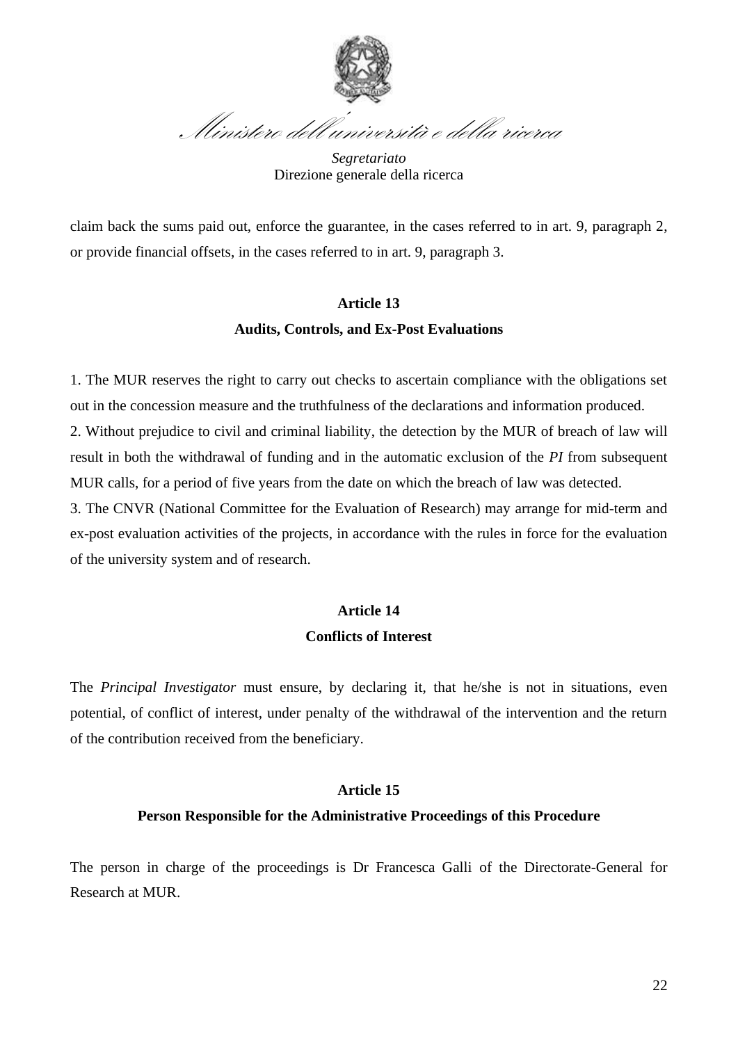claim back the sums paid out, enforce the guarantee, in the cases referred to in art. 9, paragraph 2, or provide financial offsets, in the cases referred to in art. 9, paragraph 3.

## Article 13

## Audits, Controls, and Ex-Post Evaluations

1. The MUR reserves the right to carry out checks to ascertain compliance with the obligations set out in the concession measure and the truthfulness of the declarations and information produced.
2. Without prejudice to civil and criminal liability, the detection by the MUR of breach of law will result in both the withdrawal of funding and in the automatic exclusion of the *PI* from subsequent MUR calls, for a period of five years from the date on which the breach of law was detected.
3. The CNVR (National Committee for the Evaluation of Research) may arrange for mid-term and ex-post evaluation activities of the projects, in accordance with the rules in force for the evaluation of the university system and of research.

## Article 14

## Conflicts of Interest

The *Principal Investigator* must ensure, by declaring it, that he/she is not in situations, even potential, of conflict of interest, under penalty of the withdrawal of the intervention and the return of the contribution received from the beneficiary.

## Article 15

## Person Responsible for the Administrative Proceedings of this Procedure

The person in charge of the proceedings is Dr Francesca Galli of the Directorate-General for Research at MUR.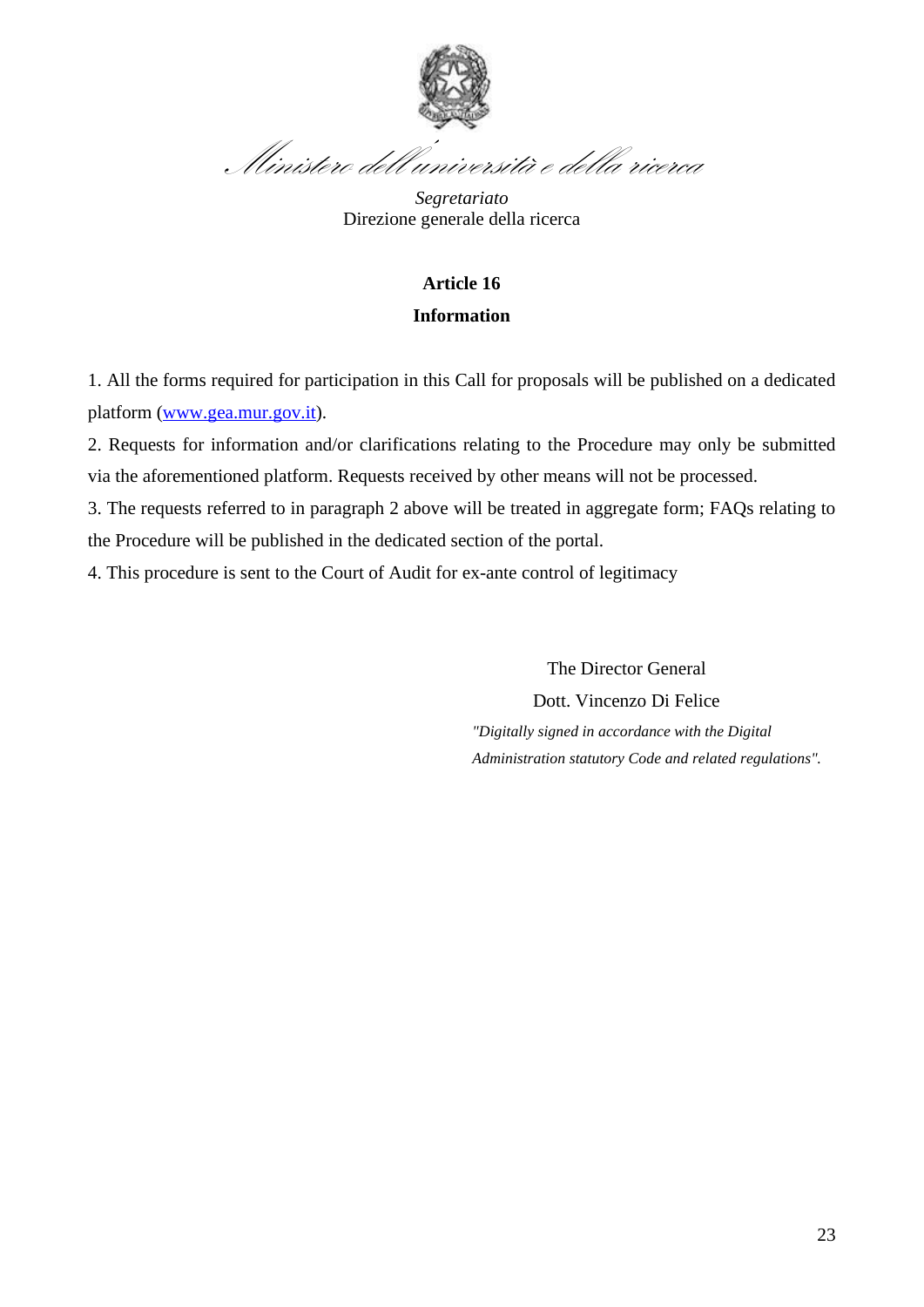*Ministero dell'università e della ricerca*

*Segretariato*
Direzione generale della ricerca

## Article 16

## Information

1. All the forms required for participation in this Call for proposals will be published on a dedicated platform (www.gea.mur.gov.it).
2. Requests for information and/or clarifications relating to the Procedure may only be submitted via the aforementioned platform. Requests received by other means will not be processed.
3. The requests referred to in paragraph 2 above will be treated in aggregate form; FAQs relating to the Procedure will be published in the dedicated section of the portal.
4. This procedure is sent to the Court of Audit for ex-ante control of legitimacy

The Director General

Dott. Vincenzo Di Felice

*"Digitally signed in accordance with the Digital Administration statutory Code and related regulations".*